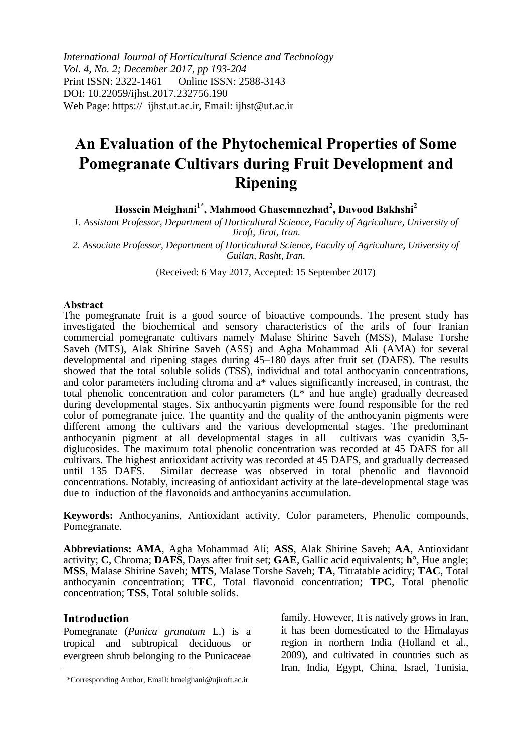*International Journal of Horticultural Science and Technology*
*Vol. 4, No. 2; December 2017, pp 193-204*
Print ISSN: 2322-1461 Online ISSN: 2588-3143
DOI: 10.22059/ijhst.2017.232756.190
Web Page: https:// ijhst.ut.ac.ir, Email: ijhst@ut.ac.ir

# An Evaluation of the Phytochemical Properties of Some Pomegranate Cultivars during Fruit Development and Ripening

**Hossein Meighani[1*], Mahmood Ghasemnezhad[2], Davood Bakhshi[2]**

*1. Assistant Professor, Department of Horticultural Science, Faculty of Agriculture, University of Jiroft, Jirot, Iran.*

*2. Associate Professor, Department of Horticultural Science, Faculty of Agriculture, University of Guilan, Rasht, Iran.*

(Received: 6 May 2017, Accepted: 15 September 2017)

**Abstract**

The pomegranate fruit is a good source of bioactive compounds. The present study has investigated the biochemical and sensory characteristics of the arils of four Iranian commercial pomegranate cultivars namely Malase Shirine Saveh (MSS), Malase Torshe Saveh (MTS), Alak Shirine Saveh (ASS) and Agha Mohammad Ali (AMA) for several developmental and ripening stages during 45–180 days after fruit set (DAFS). The results showed that the total soluble solids (TSS), individual and total anthocyanin concentrations, and color parameters including chroma and a* values significantly increased, in contrast, the total phenolic concentration and color parameters (L* and hue angle) gradually decreased during developmental stages. Six anthocyanin pigments were found responsible for the red color of pomegranate juice. The quantity and the quality of the anthocyanin pigments were different among the cultivars and the various developmental stages. The predominant anthocyanin pigment at all developmental stages in all cultivars was cyanidin 3,5-diglucosides. The maximum total phenolic concentration was recorded at 45 DAFS for all cultivars. The highest antioxidant activity was recorded at 45 DAFS, and gradually decreased until 135 DAFS. Similar decrease was observed in total phenolic and flavonoid concentrations. Notably, increasing of antioxidant activity at the late-developmental stage was due to induction of the flavonoids and anthocyanins accumulation.

**Keywords:** Anthocyanins, Antioxidant activity, Color parameters, Phenolic compounds, Pomegranate.

**Abbreviations: AMA**, Agha Mohammad Ali; **ASS**, Alak Shirine Saveh; **AA**, Antioxidant activity; **C**, Chroma; **DAFS**, Days after fruit set; **GAE**, Gallic acid equivalents; **h°**, Hue angle; **MSS**, Malase Shirine Saveh; **MTS**, Malase Torshe Saveh; **TA**, Titratable acidity; **TAC**, Total anthocyanin concentration; **TFC**, Total flavonoid concentration; **TPC**, Total phenolic concentration; **TSS**, Total soluble solids.

## Introduction

Pomegranate (*Punica granatum* L.) is a tropical and subtropical deciduous or evergreen shrub belonging to the Punicaceae family. However, It is natively grows in Iran, it has been domesticated to the Himalayas region in northern India (Holland et al., 2009), and cultivated in countries such as Iran, India, Egypt, China, Israel, Tunisia,

*Corresponding Author, Email: hmeighani@ujiroft.ac.ir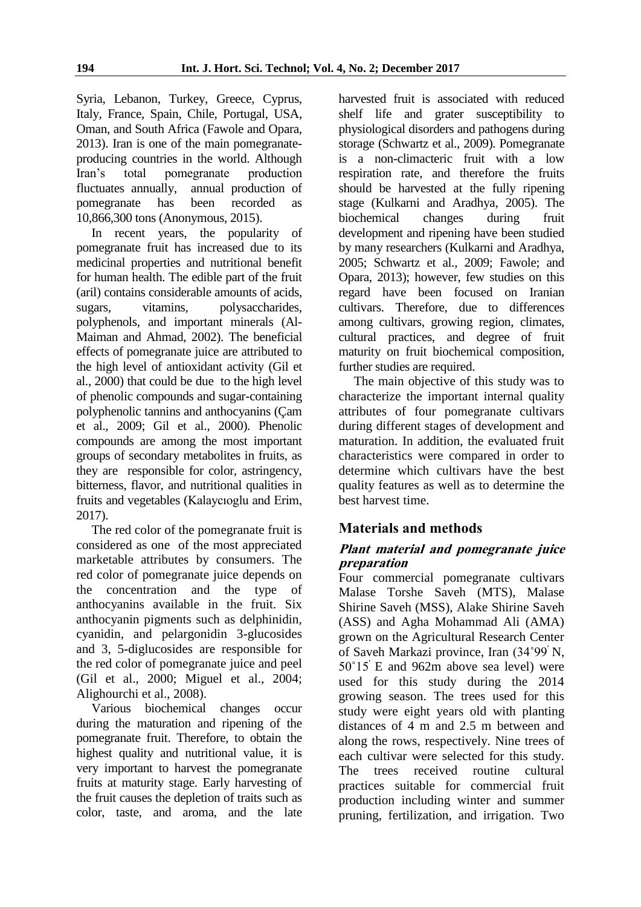Syria, Lebanon, Turkey, Greece, Cyprus, Italy, France, Spain, Chile, Portugal, USA, Oman, and South Africa (Fawole and Opara, 2013). Iran is one of the main pomegranate-producing countries in the world. Although Iran's total pomegranate production fluctuates annually, annual production of pomegranate has been recorded as 10,866,300 tons (Anonymous, 2015).

In recent years, the popularity of pomegranate fruit has increased due to its medicinal properties and nutritional benefit for human health. The edible part of the fruit (aril) contains considerable amounts of acids, sugars, vitamins, polysaccharides, polyphenols, and important minerals (Al-Maiman and Ahmad, 2002). The beneficial effects of pomegranate juice are attributed to the high level of antioxidant activity (Gil et al., 2000) that could be due to the high level of phenolic compounds and sugar-containing polyphenolic tannins and anthocyanins (Çam et al., 2009; Gil et al., 2000). Phenolic compounds are among the most important groups of secondary metabolites in fruits, as they are responsible for color, astringency, bitterness, flavor, and nutritional qualities in fruits and vegetables (Kalaycıoglu and Erim, 2017).

The red color of the pomegranate fruit is considered as one of the most appreciated marketable attributes by consumers. The red color of pomegranate juice depends on the concentration and the type of anthocyanins available in the fruit. Six anthocyanin pigments such as delphinidin, cyanidin, and pelargonidin 3-glucosides and 3, 5-diglucosides are responsible for the red color of pomegranate juice and peel (Gil et al., 2000; Miguel et al., 2004; Alighourchi et al., 2008).

Various biochemical changes occur during the maturation and ripening of the pomegranate fruit. Therefore, to obtain the highest quality and nutritional value, it is very important to harvest the pomegranate fruits at maturity stage. Early harvesting of the fruit causes the depletion of traits such as color, taste, and aroma, and the late harvested fruit is associated with reduced shelf life and grater susceptibility to physiological disorders and pathogens during storage (Schwartz et al., 2009). Pomegranate is a non-climacteric fruit with a low respiration rate, and therefore the fruits should be harvested at the fully ripening stage (Kulkarni and Aradhya, 2005). The biochemical changes during fruit development and ripening have been studied by many researchers (Kulkarni and Aradhya, 2005; Schwartz et al., 2009; Fawole; and Opara, 2013); however, few studies on this regard have been focused on Iranian cultivars. Therefore, due to differences among cultivars, growing region, climates, cultural practices, and degree of fruit maturity on fruit biochemical composition, further studies are required.

The main objective of this study was to characterize the important internal quality attributes of four pomegranate cultivars during different stages of development and maturation. In addition, the evaluated fruit characteristics were compared in order to determine which cultivars have the best quality features as well as to determine the best harvest time.

## Materials and methods

### *Plant material and pomegranate juice preparation*

Four commercial pomegranate cultivars Malase Torshe Saveh (MTS), Malase Shirine Saveh (MSS), Alake Shirine Saveh (ASS) and Agha Mohammad Ali (AMA) grown on the Agricultural Research Center of Saveh Markazi province, Iran (34°99′ N, 50°15′ E and 962m above sea level) were used for this study during the 2014 growing season. The trees used for this study were eight years old with planting distances of 4 m and 2.5 m between and along the rows, respectively. Nine trees of each cultivar were selected for this study. The trees received routine cultural practices suitable for commercial fruit production including winter and summer pruning, fertilization, and irrigation. Two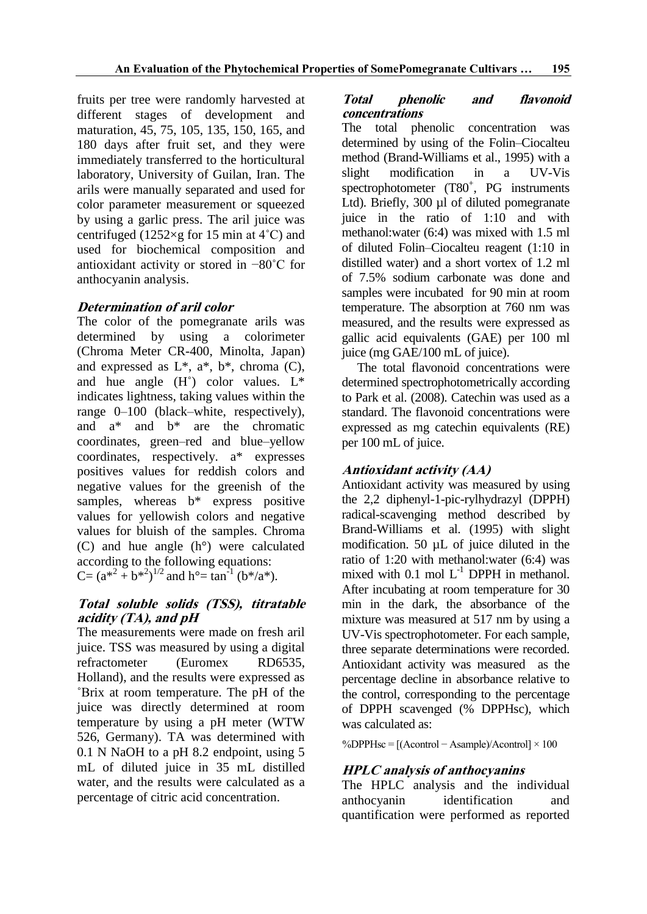fruits per tree were randomly harvested at different stages of development and maturation, 45, 75, 105, 135, 150, 165, and 180 days after fruit set, and they were immediately transferred to the horticultural laboratory, University of Guilan, Iran. The arils were manually separated and used for color parameter measurement or squeezed by using a garlic press. The aril juice was centrifuged (1252×g for 15 min at 4˚C) and used for biochemical composition and antioxidant activity or stored in −80˚C for anthocyanin analysis.

### *Determination of aril color*

The color of the pomegranate arils was determined by using a colorimeter (Chroma Meter CR-400, Minolta, Japan) and expressed as L*, a*, b*, chroma (C), and hue angle (H˚) color values. L* indicates lightness, taking values within the range 0–100 (black–white, respectively), and a* and b* are the chromatic coordinates, green–red and blue–yellow coordinates, respectively. a* expresses positives values for reddish colors and negative values for the greenish of the samples, whereas b* express positive values for yellowish colors and negative values for bluish of the samples. Chroma (C) and hue angle (h°) were calculated according to the following equations:

$C= (a^{*2} + b^{*2})^{1/2}$ and $h°= \tan^{-1} (b^*/a^*)$.

### *Total soluble solids (TSS), titratable acidity (TA), and pH*

The measurements were made on fresh aril juice. TSS was measured by using a digital refractometer (Euromex RD6535, Holland), and the results were expressed as ˚Brix at room temperature. The pH of the juice was directly determined at room temperature by using a pH meter (WTW 526, Germany). TA was determined with 0.1 N NaOH to a pH 8.2 endpoint, using 5 mL of diluted juice in 35 mL distilled water, and the results were calculated as a percentage of citric acid concentration.

### *Total phenolic and flavonoid concentrations*

The total phenolic concentration was determined by using of the Folin–Ciocalteu method (Brand-Williams et al., 1995) with a slight modification in a UV-Vis spectrophotometer ($T80^+$, PG instruments Ltd). Briefly, 300 µl of diluted pomegranate juice in the ratio of 1:10 and with methanol:water (6:4) was mixed with 1.5 ml of diluted Folin–Ciocalteu reagent (1:10 in distilled water) and a short vortex of 1.2 ml of 7.5% sodium carbonate was done and samples were incubated for 90 min at room temperature. The absorption at 760 nm was measured, and the results were expressed as gallic acid equivalents (GAE) per 100 ml juice (mg GAE/100 mL of juice).

The total flavonoid concentrations were determined spectrophotometrically according to Park et al. (2008). Catechin was used as a standard. The flavonoid concentrations were expressed as mg catechin equivalents (RE) per 100 mL of juice.

### *Antioxidant activity (AA)*

Antioxidant activity was measured by using the 2,2 diphenyl-1-pic-rylhydrazyl (DPPH) radical-scavenging method described by Brand-Williams et al. (1995) with slight modification. 50 µL of juice diluted in the ratio of 1:20 with methanol:water (6:4) was mixed with 0.1 mol $L^{-1}$ DPPH in methanol. After incubating at room temperature for 30 min in the dark, the absorbance of the mixture was measured at 517 nm by using a UV-Vis spectrophotometer. For each sample, three separate determinations were recorded. Antioxidant activity was measured as the percentage decline in absorbance relative to the control, corresponding to the percentage of DPPH scavenged (% DPPHsc), which was calculated as:

$$\%DPPHsc = [(Acontrol - Asample)/Acontrol] \times 100$$

### *HPLC analysis of anthocyanins*

The HPLC analysis and the individual anthocyanin identification and quantification were performed as reported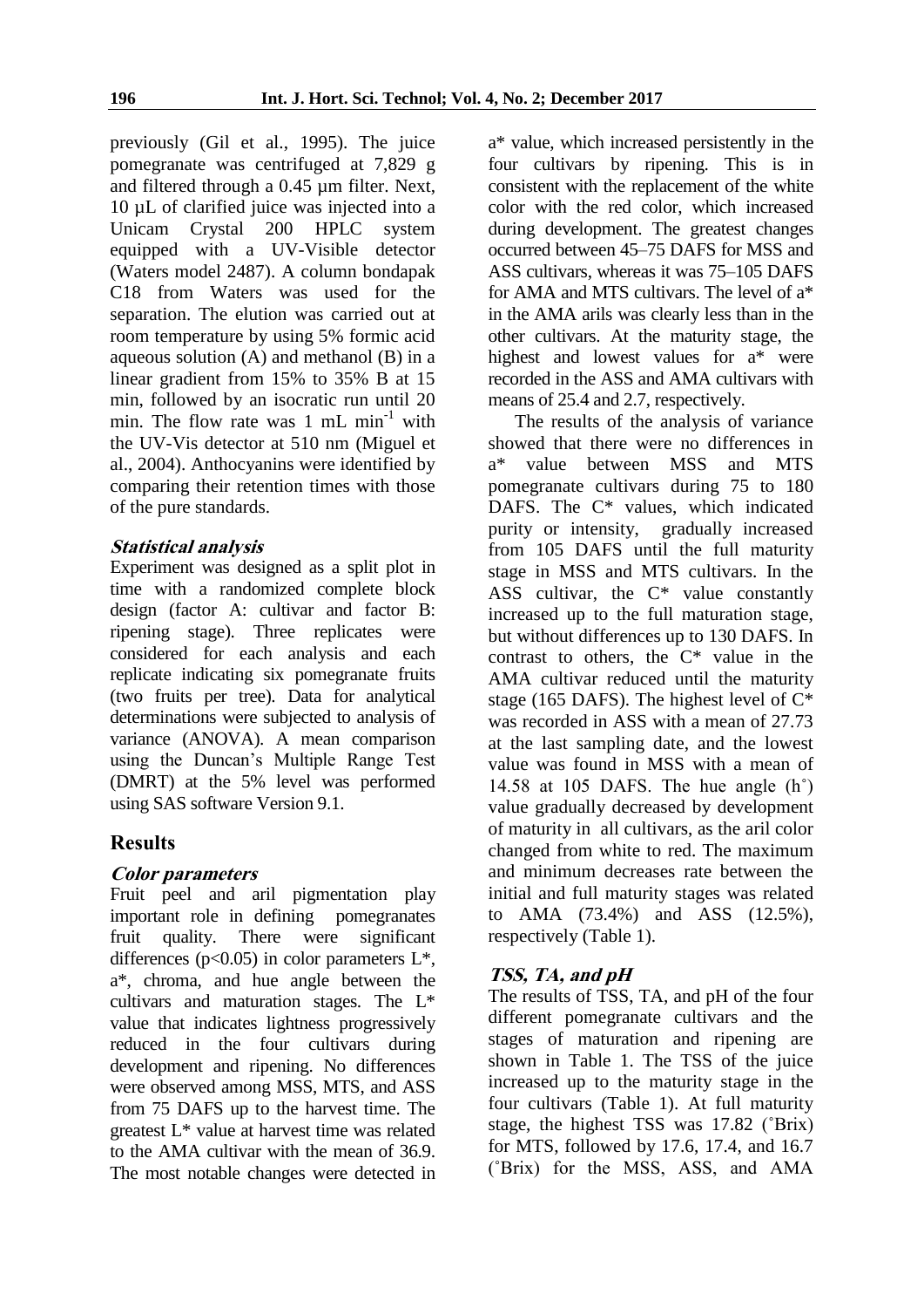previously (Gil et al., 1995). The juice pomegranate was centrifuged at 7,829 g and filtered through a 0.45 µm filter. Next, 10 µL of clarified juice was injected into a Unicam Crystal 200 HPLC system equipped with a UV-Visible detector (Waters model 2487). A column bondapak C18 from Waters was used for the separation. The elution was carried out at room temperature by using 5% formic acid aqueous solution (A) and methanol (B) in a linear gradient from 15% to 35% B at 15 min, followed by an isocratic run until 20 min. The flow rate was 1 mL min$^{-1}$ with the UV-Vis detector at 510 nm (Miguel et al., 2004). Anthocyanins were identified by comparing their retention times with those of the pure standards.

### *Statistical analysis*

Experiment was designed as a split plot in time with a randomized complete block design (factor A: cultivar and factor B: ripening stage). Three replicates were considered for each analysis and each replicate indicating six pomegranate fruits (two fruits per tree). Data for analytical determinations were subjected to analysis of variance (ANOVA). A mean comparison using the Duncan's Multiple Range Test (DMRT) at the 5% level was performed using SAS software Version 9.1.

## Results

### *Color parameters*

Fruit peel and aril pigmentation play important role in defining pomegranates fruit quality. There were significant differences ($p<0.05$) in color parameters L*, a*, chroma, and hue angle between the cultivars and maturation stages. The L* value that indicates lightness progressively reduced in the four cultivars during development and ripening. No differences were observed among MSS, MTS, and ASS from 75 DAFS up to the harvest time. The greatest L* value at harvest time was related to the AMA cultivar with the mean of 36.9. The most notable changes were detected in a* value, which increased persistently in the four cultivars by ripening. This is in consistent with the replacement of the white color with the red color, which increased during development. The greatest changes occurred between 45–75 DAFS for MSS and ASS cultivars, whereas it was 75–105 DAFS for AMA and MTS cultivars. The level of a* in the AMA arils was clearly less than in the other cultivars. At the maturity stage, the highest and lowest values for a* were recorded in the ASS and AMA cultivars with means of 25.4 and 2.7, respectively.

The results of the analysis of variance showed that there were no differences in a* value between MSS and MTS pomegranate cultivars during 75 to 180 DAFS. The C* values, which indicated purity or intensity, gradually increased from 105 DAFS until the full maturity stage in MSS and MTS cultivars. In the ASS cultivar, the C* value constantly increased up to the full maturation stage, but without differences up to 130 DAFS. In contrast to others, the C* value in the AMA cultivar reduced until the maturity stage (165 DAFS). The highest level of C* was recorded in ASS with a mean of 27.73 at the last sampling date, and the lowest value was found in MSS with a mean of 14.58 at 105 DAFS. The hue angle (h˚) value gradually decreased by development of maturity in all cultivars, as the aril color changed from white to red. The maximum and minimum decreases rate between the initial and full maturity stages was related to AMA (73.4%) and ASS (12.5%), respectively (Table 1).

### *TSS, TA, and pH*

The results of TSS, TA, and pH of the four different pomegranate cultivars and the stages of maturation and ripening are shown in Table 1. The TSS of the juice increased up to the maturity stage in the four cultivars (Table 1). At full maturity stage, the highest TSS was 17.82 (˚Brix) for MTS, followed by 17.6, 17.4, and 16.7 (˚Brix) for the MSS, ASS, and AMA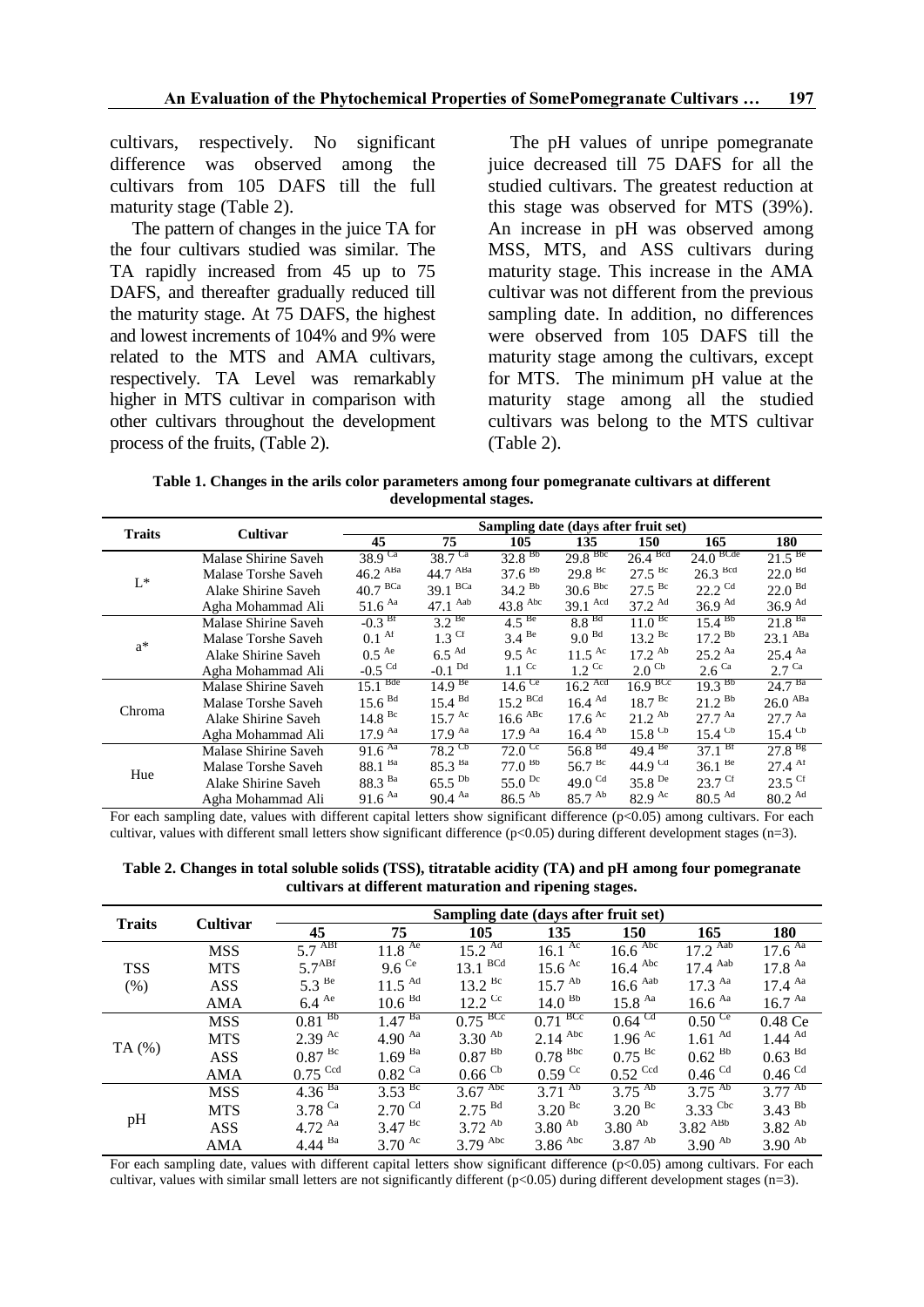cultivars, respectively. No significant difference was observed among the cultivars from 105 DAFS till the full maturity stage (Table 2).

The pattern of changes in the juice TA for the four cultivars studied was similar. The TA rapidly increased from 45 up to 75 DAFS, and thereafter gradually reduced till the maturity stage. At 75 DAFS, the highest and lowest increments of 104% and 9% were related to the MTS and AMA cultivars, respectively. TA Level was remarkably higher in MTS cultivar in comparison with other cultivars throughout the development process of the fruits, (Table 2).

The pH values of unripe pomegranate juice decreased till 75 DAFS for all the studied cultivars. The greatest reduction at this stage was observed for MTS (39%). An increase in pH was observed among MSS, MTS, and ASS cultivars during maturity stage. This increase in the AMA cultivar was not different from the previous sampling date. In addition, no differences were observed from 105 DAFS till the maturity stage among the cultivars, except for MTS. The minimum pH value at the maturity stage among all the studied cultivars was belong to the MTS cultivar (Table 2).

**Table 1. Changes in the arils color parameters among four pomegranate cultivars at different developmental stages.**

| Traits | Cultivar | Sampling date (days after fruit set) | | | | | | |
|---|---|---|---|---|---|---|---|---|
| | | 45 | 75 | 105 | 135 | 150 | 165 | 180 |
| L* | Malase Shirine Saveh | 38.9 Ca | 38.7 Ca | 32.8 Bb | 29.8 Bbc | 26.4 Bcd | 24.0 BCde | 21.5 Be |
| | Malase Torshe Saveh | 46.2 ABa | 44.7 ABa | 37.6 Bb | 29.8 Bc | 27.5 Bc | 26.3 Bcd | 22.0 Bd |
| | Alake Shirine Saveh | 40.7 BCa | 39.1 BCa | 34.2 Bb | 30.6 Bbc | 27.5 Bc | 22.2 Cd | 22.0 Bd |
| | Agha Mohammad Ali | 51.6 Aa | 47.1 Aab | 43.8 Abc | 39.1 Acd | 37.2 Ad | 36.9 Ad | 36.9 Ad |
| a* | Malase Shirine Saveh | -0.3 Bf | 3.2 Be | 4.5 Be | 8.8 Bd | 11.0 Bc | 15.4 Bb | 21.8 Ba |
| | Malase Torshe Saveh | 0.1 Af | 1.3 Cf | 3.4 Be | 9.0 Bd | 13.2 Bc | 17.2 Bb | 23.1 ABa |
| | Alake Shirine Saveh | 0.5 Ae | 6.5 Ad | 9.5 Ac | 11.5 Ac | 17.2 Ab | 25.2 Aa | 25.4 Aa |
| | Agha Mohammad Ali | -0.5 Cd | -0.1 Dd | 1.1 Cc | 1.2 Cc | 2.0 Cb | 2.6 Ca | 2.7 Ca |
| Chroma | Malase Shirine Saveh | 15.1 Bde | 14.9 Be | 14.6 Ce | 16.2 Acd | 16.9 BCc | 19.3 Bb | 24.7 Ba |
| | Malase Torshe Saveh | 15.6 Bd | 15.4 Bd | 15.2 BCd | 16.4 Ad | 18.7 Bc | 21.2 Bb | 26.0 ABa |
| | Alake Shirine Saveh | 14.8 Bc | 15.7 Ac | 16.6 ABc | 17.6 Ac | 21.2 Ab | 27.7 Aa | 27.7 Aa |
| | Agha Mohammad Ali | 17.9 Aa | 17.9 Aa | 17.9 Aa | 16.4 Ab | 15.8 Cb | 15.4 Cb | 15.4 Cb |
| Hue | Malase Shirine Saveh | 91.6 Aa | 78.2 Cb | 72.0 Cc | 56.8 Bd | 49.4 Be | 37.1 Bf | 27.8 Bg |
| | Malase Torshe Saveh | 88.1 Ba | 85.3 Ba | 77.0 Bb | 56.7 Bc | 44.9 Cd | 36.1 Be | 27.4 Af |
| | Alake Shirine Saveh | 88.3 Ba | 65.5 Db | 55.0 Dc | 49.0 Cd | 35.8 De | 23.7 Cf | 23.5 Cf |
| | Agha Mohammad Ali | 91.6 Aa | 90.4 Aa | 86.5 Ab | 85.7 Ab | 82.9 Ac | 80.5 Ad | 80.2 Ad |

For each sampling date, values with different capital letters show significant difference ($p<0.05$) among cultivars. For each cultivar, values with different small letters show significant difference ($p<0.05$) during different development stages (n=3).

**Table 2. Changes in total soluble solids (TSS), titratable acidity (TA) and pH among four pomegranate cultivars at different maturation and ripening stages.**

| Traits | Cultivar | Sampling date (days after fruit set) | | | | | | |
|---|---|---|---|---|---|---|---|---|
| | | 45 | 75 | 105 | 135 | 150 | 165 | 180 |
| TSS (%) | MSS | 5.7 ABf | 11.8 Ae | 15.2 Ad | 16.1 Ac | 16.6 Abc | 17.2 Aab | 17.6 Aa |
| | MTS | 5.7ABf | 9.6 Ce | 13.1 BCd | 15.6 Ac | 16.4 Abc | 17.4 Aab | 17.8 Aa |
| | ASS | 5.3 Be | 11.5 Ad | 13.2 Bc | 15.7 Ab | 16.6 Aab | 17.3 Aa | 17.4 Aa |
| | AMA | 6.4 Ae | 10.6 Bd | 12.2 Cc | 14.0 Bb | 15.8 Aa | 16.6 Aa | 16.7 Aa |
| TA (%) | MSS | 0.81 Bb | 1.47 Ba | 0.75 BCc | 0.71 BCc | 0.64 Cd | 0.50 Ce | 0.48 Ce |
| | MTS | 2.39 Ac | 4.90 Aa | 3.30 Ab | 2.14 Abc | 1.96 Ac | 1.61 Ad | 1.44 Ad |
| | ASS | 0.87 Bc | 1.69 Ba | 0.87 Bb | 0.78 Bbc | 0.75 Bc | 0.62 Bb | 0.63 Bd |
| | AMA | 0.75 Ccd | 0.82 Ca | 0.66 Cb | 0.59 Cc | 0.52 Ccd | 0.46 Cd | 0.46 Cd |
| pH | MSS | 4.36 Ba | 3.53 Bc | 3.67 Abc | 3.71 Ab | 3.75 Ab | 3.75 Ab | 3.77 Ab |
| | MTS | 3.78 Ca | 2.70 Cd | 2.75 Bd | 3.20 Bc | 3.20 Bc | 3.33 Cbc | 3.43 Bb |
| | ASS | 4.72 Aa | 3.47 Bc | 3.72 Ab | 3.80 Ab | 3.80 Ab | 3.82 ABb | 3.82 Ab |
| | AMA | 4.44 Ba | 3.70 Ac | 3.79 Abc | 3.86 Abc | 3.87 Ab | 3.90 Ab | 3.90 Ab |

For each sampling date, values with different capital letters show significant difference ($p<0.05$) among cultivars. For each cultivar, values with similar small letters are not significantly different ($p<0.05$) during different development stages (n=3).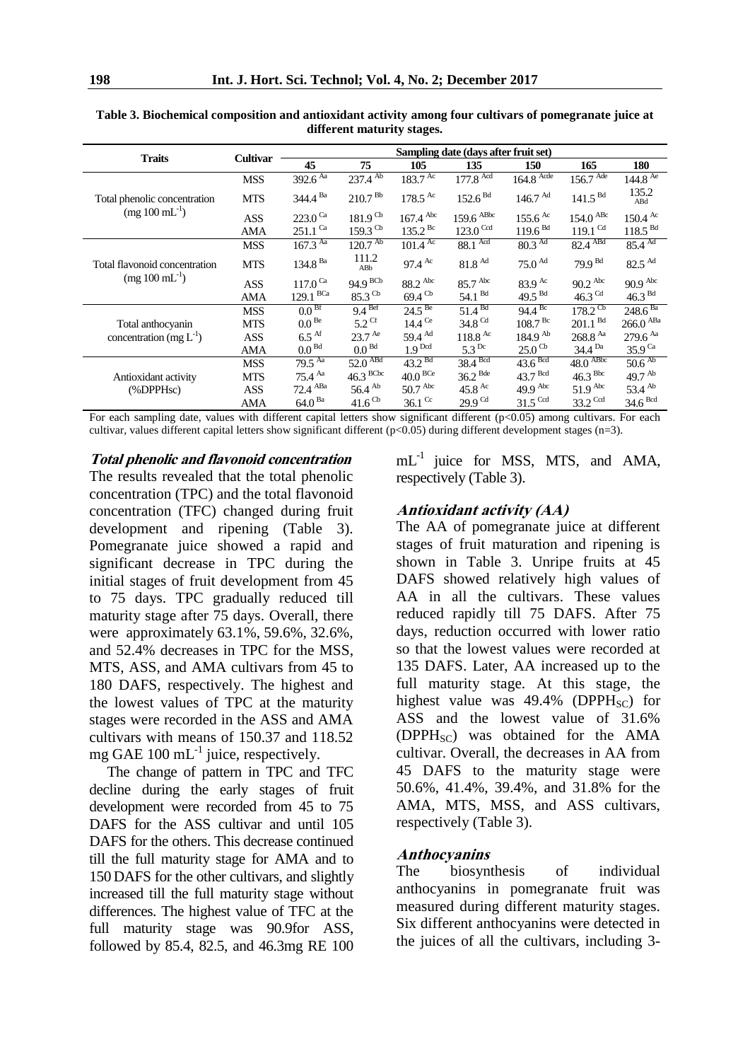**Table 3. Biochemical composition and antioxidant activity among four cultivars of pomegranate juice at different maturity stages.**

| Traits | Cultivar | Sampling date (days after fruit set) | | | | | | |
|---|---|---|---|---|---|---|---|---|
| | | 45 | 75 | 105 | 135 | 150 | 165 | 180 |
| Total phenolic concentration (mg 100 mL$^{-1}$) | MSS | 392.6 $^{Aa}$ | 237.4 $^{Ab}$ | 183.7 $^{Ac}$ | 177.8 $^{Acd}$ | 164.8 $^{Acde}$ | 156.7 $^{Ade}$ | 144.8 $^{Ae}$ |
| | MTS | 344.4 $^{Ba}$ | 210.7 $^{Bb}$ | 178.5 $^{Ac}$ | 152.6 $^{Bd}$ | 146.7 $^{Ad}$ | 141.5 $^{Bd}$ | 135.2 $^{ABd}$ |
| | ASS | 223.0 $^{Ca}$ | 181.9 $^{Cb}$ | 167.4 $^{Abc}$ | 159.6 $^{ABbc}$ | 155.6 $^{Ac}$ | 154.0 $^{ABc}$ | 150.4 $^{Ac}$ |
| | AMA | 251.1 $^{Ca}$ | 159.3 $^{Cb}$ | 135.2 $^{Bc}$ | 123.0 $^{Ccd}$ | 119.6 $^{Bd}$ | 119.1 $^{Cd}$ | 118.5 $^{Bd}$ |
| Total flavonoid concentration (mg 100 mL$^{-1}$) | MSS | 167.3 $^{Aa}$ | 120.7 $^{Ab}$ | 101.4 $^{Ac}$ | 88.1 $^{Acd}$ | 80.3 $^{Ad}$ | 82.4 $^{ABd}$ | 85.4 $^{Ad}$ |
| | MTS | 134.8 $^{Ba}$ | 111.2 $^{ABb}$ | 97.4 $^{Ac}$ | 81.8 $^{Ad}$ | 75.0 $^{Ad}$ | 79.9 $^{Bd}$ | 82.5 $^{Ad}$ |
| | ASS | 117.0 $^{Ca}$ | 94.9 $^{BCb}$ | 88.2 $^{Abc}$ | 85.7 $^{Abc}$ | 83.9 $^{Ac}$ | 90.2 $^{Abc}$ | 90.9 $^{Abc}$ |
| | AMA | 129.1 $^{BCa}$ | 85.3 $^{Cb}$ | 69.4 $^{Cb}$ | 54.1 $^{Bd}$ | 49.5 $^{Bd}$ | 46.3 $^{Cd}$ | 46.3 $^{Bd}$ |
| Total anthocyanin concentration (mg L$^{-1}$) | MSS | 0.0 $^{Bf}$ | 9.4 $^{Bef}$ | 24.5 $^{Be}$ | 51.4 $^{Bd}$ | 94.4 $^{Bc}$ | 178.2 $^{Cb}$ | 248.6 $^{Ba}$ |
| | MTS | 0.0 $^{Be}$ | 5.2 $^{Cf}$ | 14.4 $^{Ce}$ | 34.8 $^{Cd}$ | 108.7 $^{Bc}$ | 201.1 $^{Bd}$ | 266.0 $^{ABa}$ |
| | ASS | 6.5 $^{Af}$ | 23.7 $^{Ae}$ | 59.4 $^{Ad}$ | 118.8 $^{Ac}$ | 184.9 $^{Ab}$ | 268.8 $^{Aa}$ | 279.6 $^{Aa}$ |
| | AMA | 0.0 $^{Bd}$ | 0.0 $^{Bd}$ | 1.9 $^{Dcd}$ | 5.3 $^{Dc}$ | 25.0 $^{Cb}$ | 34.4 $^{Da}$ | 35.9 $^{Ca}$ |
| Antioxidant activity (%DPPHsc) | MSS | 79.5 $^{Aa}$ | 52.0 $^{ABd}$ | 43.2 $^{Bd}$ | 38.4 $^{Bcd}$ | 43.6 $^{Bcd}$ | 48.0 $^{ABbc}$ | 50.6 $^{Ab}$ |
| | MTS | 75.4 $^{Aa}$ | 46.3 $^{BCbc}$ | 40.0 $^{BCe}$ | 36.2 $^{Bde}$ | 43.7 $^{Bcd}$ | 46.3 $^{Bbc}$ | 49.7 $^{Ab}$ |
| | ASS | 72.4 $^{ABa}$ | 56.4 $^{Ab}$ | 50.7 $^{Abc}$ | 45.8 $^{Ac}$ | 49.9 $^{Abc}$ | 51.9 $^{Abc}$ | 53.4 $^{Ab}$ |
| | AMA | 64.0 $^{Ba}$ | 41.6 $^{Cb}$ | 36.1 $^{Cc}$ | 29.9 $^{Cd}$ | 31.5 $^{Ccd}$ | 33.2 $^{Ccd}$ | 34.6 $^{Bcd}$ |

For each sampling date, values with different capital letters show significant different ($p<0.05$) among cultivars. For each cultivar, values different capital letters show significant different ($p<0.05$) during different development stages (n=3).

### *Total phenolic and flavonoid concentration*

The results revealed that the total phenolic concentration (TPC) and the total flavonoid concentration (TFC) changed during fruit development and ripening (Table 3). Pomegranate juice showed a rapid and significant decrease in TPC during the initial stages of fruit development from 45 to 75 days. TPC gradually reduced till maturity stage after 75 days. Overall, there were approximately 63.1%, 59.6%, 32.6%, and 52.4% decreases in TPC for the MSS, MTS, ASS, and AMA cultivars from 45 to 180 DAFS, respectively. The highest and the lowest values of TPC at the maturity stages were recorded in the ASS and AMA cultivars with means of 150.37 and 118.52 mg GAE 100 mL$^{-1}$ juice, respectively.

The change of pattern in TPC and TFC decline during the early stages of fruit development were recorded from 45 to 75 DAFS for the ASS cultivar and until 105 DAFS for the others. This decrease continued till the full maturity stage for AMA and to 150 DAFS for the other cultivars, and slightly increased till the full maturity stage without differences. The highest value of TFC at the full maturity stage was 90.9for ASS, followed by 85.4, 82.5, and 46.3mg RE 100 mL$^{-1}$ juice for MSS, MTS, and AMA, respectively (Table 3).

### *Antioxidant activity (AA)*

The AA of pomegranate juice at different stages of fruit maturation and ripening is shown in Table 3. Unripe fruits at 45 DAFS showed relatively high values of AA in all the cultivars. These values reduced rapidly till 75 DAFS. After 75 days, reduction occurred with lower ratio so that the lowest values were recorded at 135 DAFS. Later, AA increased up to the full maturity stage. At this stage, the highest value was 49.4% ($DPPH_{SC}$) for ASS and the lowest value of 31.6% ($DPPH_{SC}$) was obtained for the AMA cultivar. Overall, the decreases in AA from 45 DAFS to the maturity stage were 50.6%, 41.4%, 39.4%, and 31.8% for the AMA, MTS, MSS, and ASS cultivars, respectively (Table 3).

### *Anthocyanins*

The biosynthesis of individual anthocyanins in pomegranate fruit was measured during different maturity stages. Six different anthocyanins were detected in the juices of all the cultivars, including 3-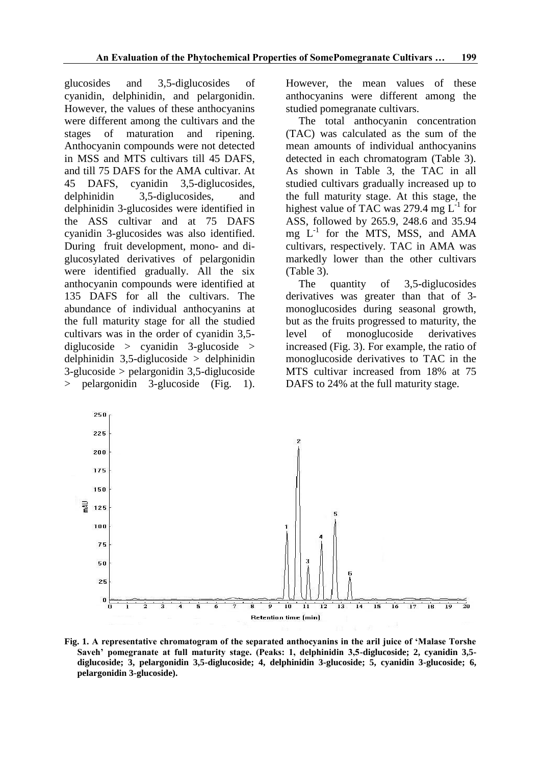glucosides and 3,5-diglucosides of cyanidin, delphinidin, and pelargonidin. However, the values of these anthocyanins were different among the cultivars and the stages of maturation and ripening. Anthocyanin compounds were not detected in MSS and MTS cultivars till 45 DAFS, and till 75 DAFS for the AMA cultivar. At 45 DAFS, cyanidin 3,5-diglucosides, delphinidin 3,5-diglucosides, and delphinidin 3-glucosides were identified in the ASS cultivar and at 75 DAFS cyanidin 3-glucosides was also identified. During fruit development, mono- and di-glucosylated derivatives of pelargonidin were identified gradually. All the six anthocyanin compounds were identified at 135 DAFS for all the cultivars. The abundance of individual anthocyanins at the full maturity stage for all the studied cultivars was in the order of cyanidin 3,5-diglucoside > cyanidin 3-glucoside > delphinidin 3,5-diglucoside > delphinidin 3-glucoside > pelargonidin 3,5-diglucoside > pelargonidin 3-glucoside (Fig. 1). However, the mean values of these anthocyanins were different among the studied pomegranate cultivars.

The total anthocyanin concentration (TAC) was calculated as the sum of the mean amounts of individual anthocyanins detected in each chromatogram (Table 3). As shown in Table 3, the TAC in all studied cultivars gradually increased up to the full maturity stage. At this stage, the highest value of TAC was 279.4 mg $L^{-1}$ for ASS, followed by 265.9, 248.6 and 35.94 mg $L^{-1}$ for the MTS, MSS, and AMA cultivars, respectively. TAC in AMA was markedly lower than the other cultivars (Table 3).

The quantity of 3,5-diglucosides derivatives was greater than that of 3-monoglucosides during seasonal growth, but as the fruits progressed to maturity, the level of monoglucoside derivatives increased (Fig. 3). For example, the ratio of monoglucoside derivatives to TAC in the MTS cultivar increased from 18% at 75 DAFS to 24% at the full maturity stage.

**Fig. 1. A representative chromatogram of the separated anthocyanins in the aril juice of 'Malase Torshe Saveh' pomegranate at full maturity stage. (Peaks: 1, delphinidin 3,5-diglucoside; 2, cyanidin 3,5-diglucoside; 3, pelargonidin 3,5-diglucoside; 4, delphinidin 3-glucoside; 5, cyanidin 3-glucoside; 6, pelargonidin 3-glucoside).**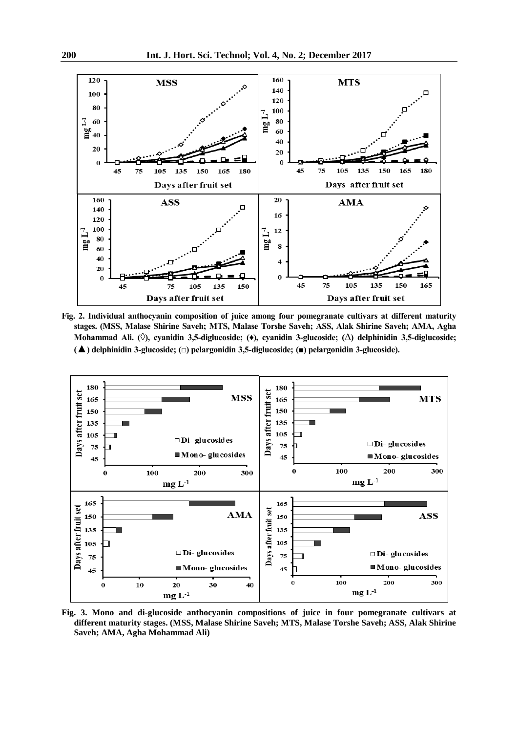**Fig. 2. Individual anthocyanin composition of juice among four pomegranate cultivars at different maturity stages. (MSS, Malase Shirine Saveh; MTS, Malase Torshe Saveh; ASS, Alak Shirine Saveh; AMA, Agha Mohammad Ali. (◊), cyanidin 3,5-diglucoside; (♦), cyanidin 3-glucoside; (∆) delphinidin 3,5-diglucoside; (▲) delphinidin 3-glucoside; (□) pelargonidin 3,5-diglucoside; (■) pelargonidin 3-glucoside).**

**Fig. 3. Mono and di-glucoside anthocyanin compositions of juice in four pomegranate cultivars at different maturity stages. (MSS, Malase Shirine Saveh; MTS, Malase Torshe Saveh; ASS, Alak Shirine Saveh; AMA, Agha Mohammad Ali)**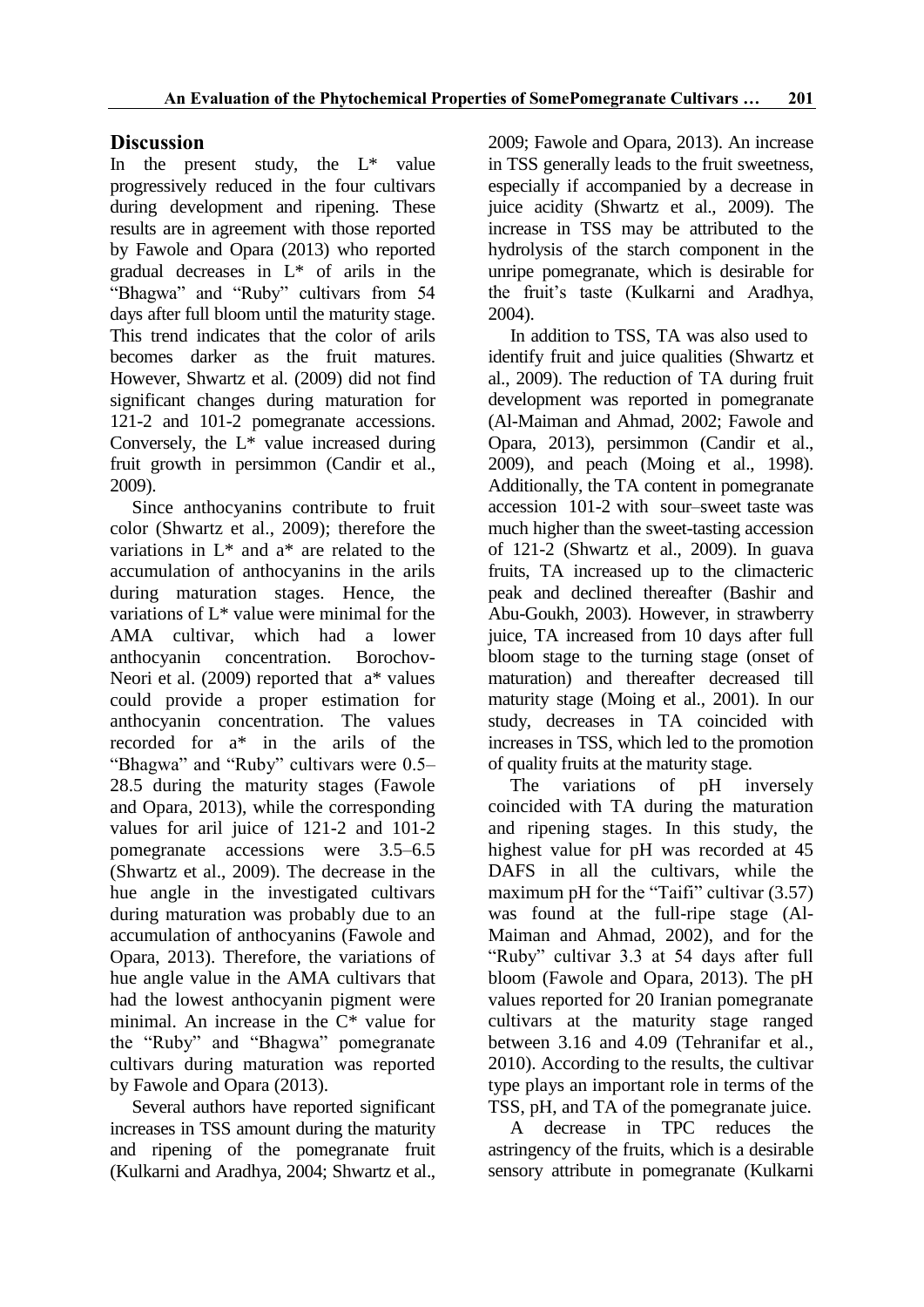## Discussion

In the present study, the L* value progressively reduced in the four cultivars during development and ripening. These results are in agreement with those reported by Fawole and Opara (2013) who reported gradual decreases in L* of arils in the "Bhagwa" and "Ruby" cultivars from 54 days after full bloom until the maturity stage. This trend indicates that the color of arils becomes darker as the fruit matures. However, Shwartz et al. (2009) did not find significant changes during maturation for 121-2 and 101-2 pomegranate accessions. Conversely, the L* value increased during fruit growth in persimmon (Candir et al., 2009).

Since anthocyanins contribute to fruit color (Shwartz et al., 2009); therefore the variations in L* and a* are related to the accumulation of anthocyanins in the arils during maturation stages. Hence, the variations of L* value were minimal for the AMA cultivar, which had a lower anthocyanin concentration. Borochov-Neori et al. (2009) reported that a* values could provide a proper estimation for anthocyanin concentration. The values recorded for a* in the arils of the "Bhagwa" and "Ruby" cultivars were 0.5–28.5 during the maturity stages (Fawole and Opara, 2013), while the corresponding values for aril juice of 121-2 and 101-2 pomegranate accessions were 3.5–6.5 (Shwartz et al., 2009). The decrease in the hue angle in the investigated cultivars during maturation was probably due to an accumulation of anthocyanins (Fawole and Opara, 2013). Therefore, the variations of hue angle value in the AMA cultivars that had the lowest anthocyanin pigment were minimal. An increase in the C* value for the "Ruby" and "Bhagwa" pomegranate cultivars during maturation was reported by Fawole and Opara (2013).

Several authors have reported significant increases in TSS amount during the maturity and ripening of the pomegranate fruit (Kulkarni and Aradhya, 2004; Shwartz et al., 2009; Fawole and Opara, 2013). An increase in TSS generally leads to the fruit sweetness, especially if accompanied by a decrease in juice acidity (Shwartz et al., 2009). The increase in TSS may be attributed to the hydrolysis of the starch component in the unripe pomegranate, which is desirable for the fruit's taste (Kulkarni and Aradhya, 2004).

In addition to TSS, TA was also used to identify fruit and juice qualities (Shwartz et al., 2009). The reduction of TA during fruit development was reported in pomegranate (Al-Maiman and Ahmad, 2002; Fawole and Opara, 2013), persimmon (Candir et al., 2009), and peach (Moing et al., 1998). Additionally, the TA content in pomegranate accession 101-2 with sour–sweet taste was much higher than the sweet-tasting accession of 121-2 (Shwartz et al., 2009). In guava fruits, TA increased up to the climacteric peak and declined thereafter (Bashir and Abu-Goukh, 2003). However, in strawberry juice, TA increased from 10 days after full bloom stage to the turning stage (onset of maturation) and thereafter decreased till maturity stage (Moing et al., 2001). In our study, decreases in TA coincided with increases in TSS, which led to the promotion of quality fruits at the maturity stage.

The variations of pH inversely coincided with TA during the maturation and ripening stages. In this study, the highest value for pH was recorded at 45 DAFS in all the cultivars, while the maximum pH for the "Taifi" cultivar (3.57) was found at the full-ripe stage (Al-Maiman and Ahmad, 2002), and for the "Ruby" cultivar 3.3 at 54 days after full bloom (Fawole and Opara, 2013). The pH values reported for 20 Iranian pomegranate cultivars at the maturity stage ranged between 3.16 and 4.09 (Tehranifar et al., 2010). According to the results, the cultivar type plays an important role in terms of the TSS, pH, and TA of the pomegranate juice.

A decrease in TPC reduces the astringency of the fruits, which is a desirable sensory attribute in pomegranate (Kulkarni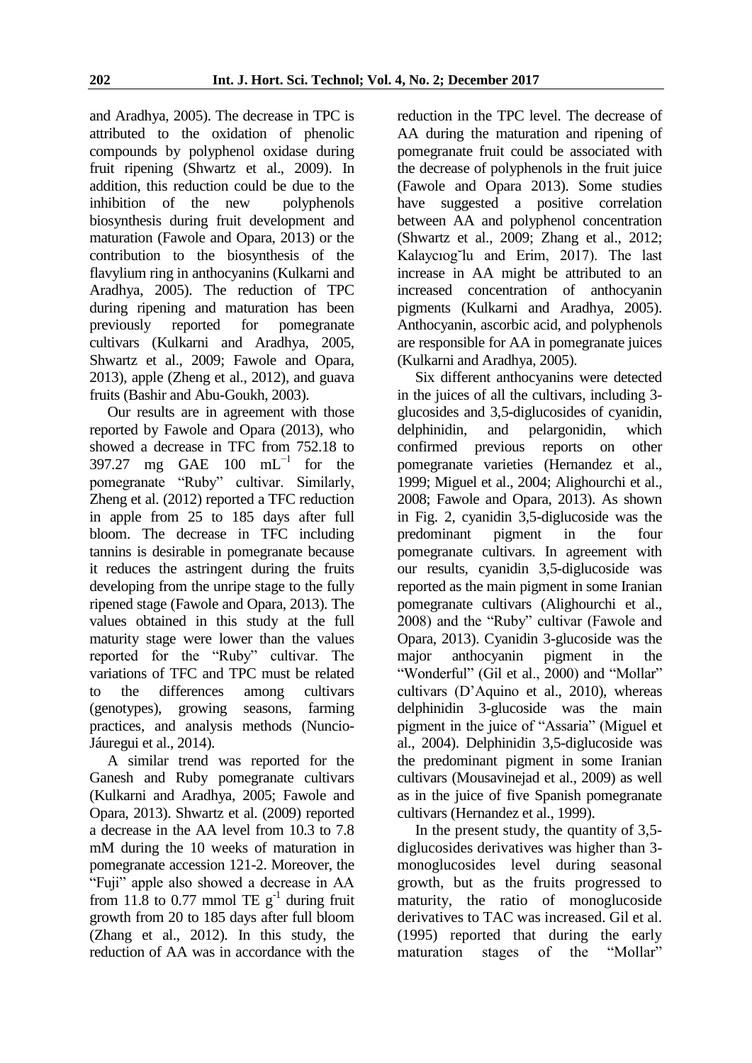and Aradhya, 2005). The decrease in TPC is attributed to the oxidation of phenolic compounds by polyphenol oxidase during fruit ripening (Shwartz et al., 2009). In addition, this reduction could be due to the inhibition of the new polyphenols biosynthesis during fruit development and maturation (Fawole and Opara, 2013) or the contribution to the biosynthesis of the flavylium ring in anthocyanins (Kulkarni and Aradhya, 2005). The reduction of TPC during ripening and maturation has been previously reported for pomegranate cultivars (Kulkarni and Aradhya, 2005, Shwartz et al., 2009; Fawole and Opara, 2013), apple (Zheng et al., 2012), and guava fruits (Bashir and Abu-Goukh, 2003).

Our results are in agreement with those reported by Fawole and Opara (2013), who showed a decrease in TFC from 752.18 to 397.27 mg GAE 100 $mL^{-1}$ for the pomegranate "Ruby" cultivar. Similarly, Zheng et al. (2012) reported a TFC reduction in apple from 25 to 185 days after full bloom. The decrease in TFC including tannins is desirable in pomegranate because it reduces the astringent during the fruits developing from the unripe stage to the fully ripened stage (Fawole and Opara, 2013). The values obtained in this study at the full maturity stage were lower than the values reported for the "Ruby" cultivar. The variations of TFC and TPC must be related to the differences among cultivars (genotypes), growing seasons, farming practices, and analysis methods (Nuncio-Jáuregui et al., 2014).

A similar trend was reported for the Ganesh and Ruby pomegranate cultivars (Kulkarni and Aradhya, 2005; Fawole and Opara, 2013). Shwartz et al. (2009) reported a decrease in the AA level from 10.3 to 7.8 mM during the 10 weeks of maturation in pomegranate accession 121-2. Moreover, the "Fuji" apple also showed a decrease in AA from 11.8 to 0.77 mmol TE $g^{-1}$ during fruit growth from 20 to 185 days after full bloom (Zhang et al., 2012). In this study, the reduction of AA was in accordance with the reduction in the TPC level. The decrease of AA during the maturation and ripening of pomegranate fruit could be associated with the decrease of polyphenols in the fruit juice (Fawole and Opara 2013). Some studies have suggested a positive correlation between AA and polyphenol concentration (Shwartz et al., 2009; Zhang et al., 2012; Kalaycıoğlu and Erim, 2017). The last increase in AA might be attributed to an increased concentration of anthocyanin pigments (Kulkarni and Aradhya, 2005). Anthocyanin, ascorbic acid, and polyphenols are responsible for AA in pomegranate juices (Kulkarni and Aradhya, 2005).

Six different anthocyanins were detected in the juices of all the cultivars, including 3-glucosides and 3,5-diglucosides of cyanidin, delphinidin, and pelargonidin, which confirmed previous reports on other pomegranate varieties (Hernandez et al., 1999; Miguel et al., 2004; Alighourchi et al., 2008; Fawole and Opara, 2013). As shown in Fig. 2, cyanidin 3,5-diglucoside was the predominant pigment in the four pomegranate cultivars. In agreement with our results, cyanidin 3,5-diglucoside was reported as the main pigment in some Iranian pomegranate cultivars (Alighourchi et al., 2008) and the "Ruby" cultivar (Fawole and Opara, 2013). Cyanidin 3-glucoside was the major anthocyanin pigment in the "Wonderful" (Gil et al., 2000) and "Mollar" cultivars (D'Aquino et al., 2010), whereas delphinidin 3-glucoside was the main pigment in the juice of "Assaria" (Miguel et al., 2004). Delphinidin 3,5-diglucoside was the predominant pigment in some Iranian cultivars (Mousavinejad et al., 2009) as well as in the juice of five Spanish pomegranate cultivars (Hernandez et al., 1999).

In the present study, the quantity of 3,5-diglucosides derivatives was higher than 3-monoglucosides level during seasonal growth, but as the fruits progressed to maturity, the ratio of monoglucoside derivatives to TAC was increased. Gil et al. (1995) reported that during the early maturation stages of the "Mollar"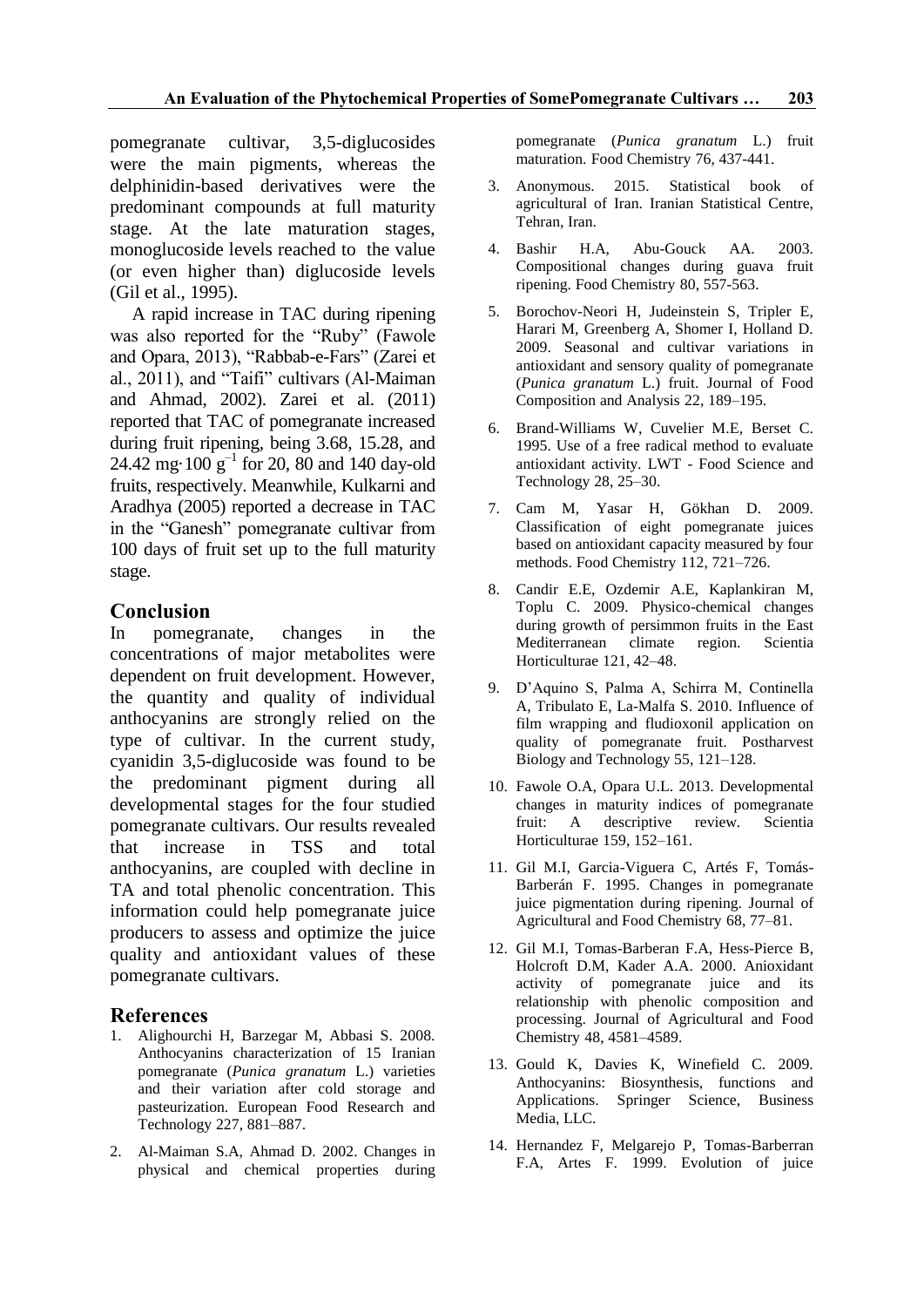pomegranate cultivar, 3,5-diglucosides were the main pigments, whereas the delphinidin-based derivatives were the predominant compounds at full maturity stage. At the late maturation stages, monoglucoside levels reached to the value (or even higher than) diglucoside levels (Gil et al., 1995).

A rapid increase in TAC during ripening was also reported for the "Ruby" (Fawole and Opara, 2013), "Rabbab-e-Fars" (Zarei et al., 2011), and "Taifi" cultivars (Al-Maiman and Ahmad, 2002). Zarei et al. (2011) reported that TAC of pomegranate increased during fruit ripening, being 3.68, 15.28, and 24.42 mg·100 $g^{-1}$ for 20, 80 and 140 day-old fruits, respectively. Meanwhile, Kulkarni and Aradhya (2005) reported a decrease in TAC in the "Ganesh" pomegranate cultivar from 100 days of fruit set up to the full maturity stage.

## Conclusion

In pomegranate, changes in the concentrations of major metabolites were dependent on fruit development. However, the quantity and quality of individual anthocyanins are strongly relied on the type of cultivar. In the current study, cyanidin 3,5-diglucoside was found to be the predominant pigment during all developmental stages for the four studied pomegranate cultivars. Our results revealed that increase in TSS and total anthocyanins, are coupled with decline in TA and total phenolic concentration. This information could help pomegranate juice producers to assess and optimize the juice quality and antioxidant values of these pomegranate cultivars.

## References

1. Alighourchi H, Barzegar M, Abbasi S. 2008. Anthocyanins characterization of 15 Iranian pomegranate (*Punica granatum* L.) varieties and their variation after cold storage and pasteurization. European Food Research and Technology 227, 881–887.
2. Al-Maiman S.A, Ahmad D. 2002. Changes in physical and chemical properties during pomegranate (*Punica granatum* L.) fruit maturation. Food Chemistry 76, 437-441.
3. Anonymous. 2015. Statistical book of agricultural of Iran. Iranian Statistical Centre, Tehran, Iran.
4. Bashir H.A, Abu-Gouck AA. 2003. Compositional changes during guava fruit ripening. Food Chemistry 80, 557-563.
5. Borochov-Neori H, Judeinstein S, Tripler E, Harari M, Greenberg A, Shomer I, Holland D. 2009. Seasonal and cultivar variations in antioxidant and sensory quality of pomegranate (*Punica granatum* L.) fruit. Journal of Food Composition and Analysis 22, 189–195.
6. Brand-Williams W, Cuvelier M.E, Berset C. 1995. Use of a free radical method to evaluate antioxidant activity. LWT - Food Science and Technology 28, 25–30.
7. Cam M, Yasar H, Gökhan D. 2009. Classification of eight pomegranate juices based on antioxidant capacity measured by four methods. Food Chemistry 112, 721–726.
8. Candir E.E, Ozdemir A.E, Kaplankiran M, Toplu C. 2009. Physico-chemical changes during growth of persimmon fruits in the East Mediterranean climate region. Scientia Horticulturae 121, 42–48.
9. D'Aquino S, Palma A, Schirra M, Continella A, Tribulato E, La-Malfa S. 2010. Influence of film wrapping and fludioxonil application on quality of pomegranate fruit. Postharvest Biology and Technology 55, 121–128.
10. Fawole O.A, Opara U.L. 2013. Developmental changes in maturity indices of pomegranate fruit: A descriptive review. Scientia Horticulturae 159, 152–161.
11. Gil M.I, Garcia-Viguera C, Artés F, Tomás-Barberán F. 1995. Changes in pomegranate juice pigmentation during ripening. Journal of Agricultural and Food Chemistry 68, 77–81.
12. Gil M.I, Tomas-Barberan F.A, Hess-Pierce B, Holcroft D.M, Kader A.A. 2000. Anioxidant activity of pomegranate juice and its relationship with phenolic composition and processing. Journal of Agricultural and Food Chemistry 48, 4581–4589.
13. Gould K, Davies K, Winefield C. 2009. Anthocyanins: Biosynthesis, functions and Applications. Springer Science, Business Media, LLC.
14. Hernandez F, Melgarejo P, Tomas-Barberran F.A, Artes F. 1999. Evolution of juice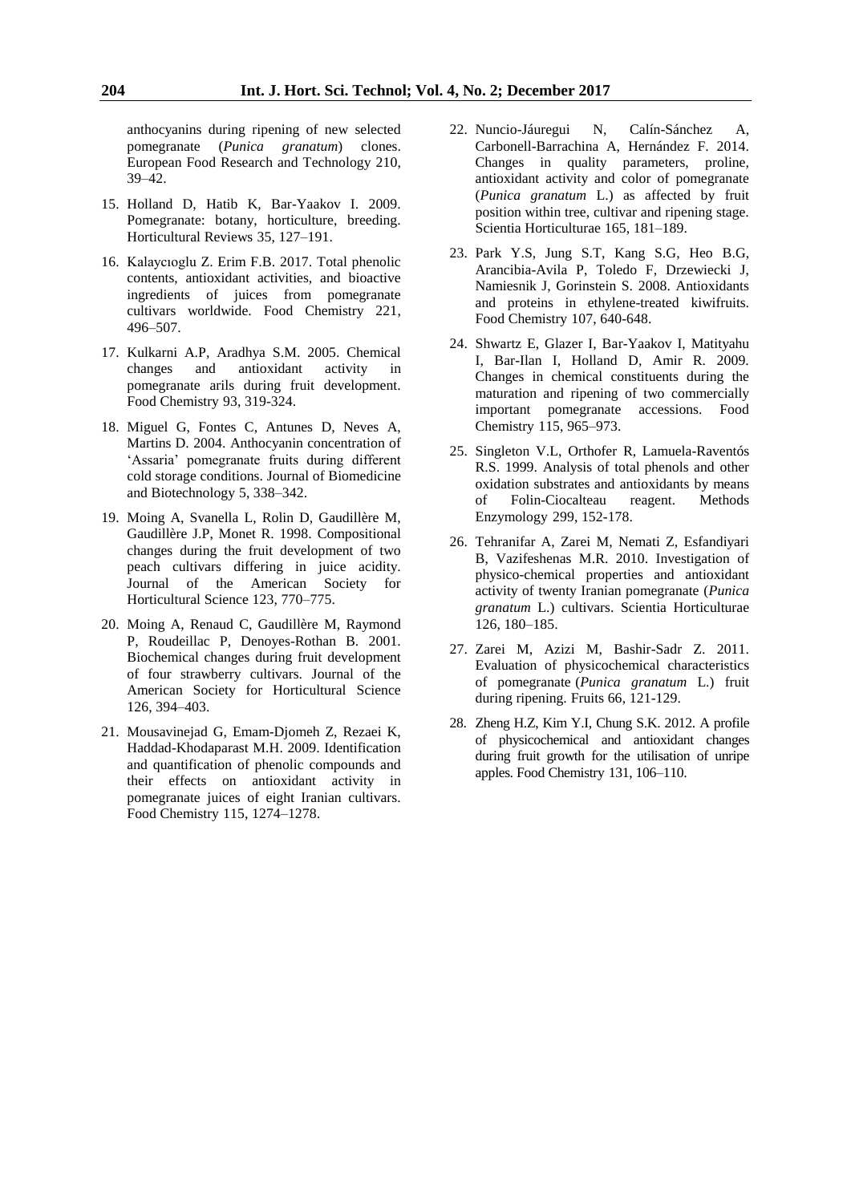anthocyanins during ripening of new selected pomegranate (*Punica granatum*) clones. European Food Research and Technology 210, 39–42.

15. Holland D, Hatib K, Bar-Yaakov I. 2009. Pomegranate: botany, horticulture, breeding. Horticultural Reviews 35, 127–191.
16. Kalaycıoglu Z. Erim F.B. 2017. Total phenolic contents, antioxidant activities, and bioactive ingredients of juices from pomegranate cultivars worldwide. Food Chemistry 221, 496–507.
17. Kulkarni A.P, Aradhya S.M. 2005. Chemical changes and antioxidant activity in pomegranate arils during fruit development. Food Chemistry 93, 319-324.
18. Miguel G, Fontes C, Antunes D, Neves A, Martins D. 2004. Anthocyanin concentration of 'Assaria' pomegranate fruits during different cold storage conditions. Journal of Biomedicine and Biotechnology 5, 338–342.
19. Moing A, Svanella L, Rolin D, Gaudillère M, Gaudillère J.P, Monet R. 1998. Compositional changes during the fruit development of two peach cultivars differing in juice acidity. Journal of the American Society for Horticultural Science 123, 770–775.
20. Moing A, Renaud C, Gaudillère M, Raymond P, Roudeillac P, Denoyes-Rothan B. 2001. Biochemical changes during fruit development of four strawberry cultivars. Journal of the American Society for Horticultural Science 126, 394–403.
21. Mousavinejad G, Emam-Djomeh Z, Rezaei K, Haddad-Khodaparast M.H. 2009. Identification and quantification of phenolic compounds and their effects on antioxidant activity in pomegranate juices of eight Iranian cultivars. Food Chemistry 115, 1274–1278.
22. Nuncio-Jáuregui N, Calín-Sánchez A, Carbonell-Barrachina A, Hernández F. 2014. Changes in quality parameters, proline, antioxidant activity and color of pomegranate (*Punica granatum* L.) as affected by fruit position within tree, cultivar and ripening stage. Scientia Horticulturae 165, 181–189.
23. Park Y.S, Jung S.T, Kang S.G, Heo B.G, Arancibia-Avila P, Toledo F, Drzewiecki J, Namiesnik J, Gorinstein S. 2008. Antioxidants and proteins in ethylene-treated kiwifruits. Food Chemistry 107, 640-648.
24. Shwartz E, Glazer I, Bar-Yaakov I, Matityahu I, Bar-Ilan I, Holland D, Amir R. 2009. Changes in chemical constituents during the maturation and ripening of two commercially important pomegranate accessions. Food Chemistry 115, 965–973.
25. Singleton V.L, Orthofer R, Lamuela-Raventós R.S. 1999. Analysis of total phenols and other oxidation substrates and antioxidants by means of Folin-Ciocalteau reagent. Methods Enzymology 299, 152-178.
26. Tehranifar A, Zarei M, Nemati Z, Esfandiyari B, Vazifeshenas M.R. 2010. Investigation of physico-chemical properties and antioxidant activity of twenty Iranian pomegranate (*Punica granatum* L.) cultivars. Scientia Horticulturae 126, 180–185.
27. Zarei M, Azizi M, Bashir-Sadr Z. 2011. Evaluation of physicochemical characteristics of pomegranate (*Punica granatum* L.) fruit during ripening. Fruits 66, 121-129.
28. Zheng H.Z, Kim Y.I, Chung S.K. 2012. A profile of physicochemical and antioxidant changes during fruit growth for the utilisation of unripe apples. Food Chemistry 131, 106–110.